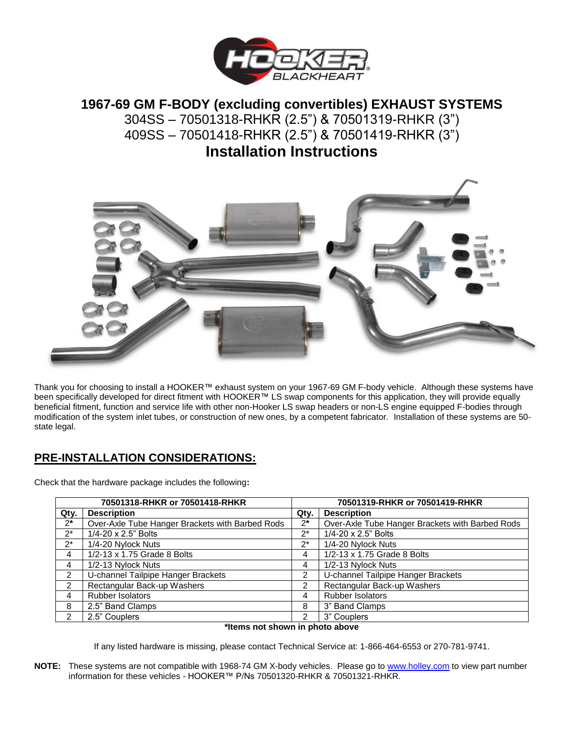# 1967-69 GM F-BODY (excluding convertibles) EXHAUST SYSTEMS

304SS – 70501318-RHKR (2.5") & 70501319-RHKR (3")

409SS – 70501418-RHKR (2.5") & 70501419-RHKR (3")

# Installation Instructions

Thank you for choosing to install a HOOKER™ exhaust system on your 1967-69 GM F-body vehicle. Although these systems have been specifically developed for direct fitment with HOOKER™ LS swap components for this application, they will provide equally beneficial fitment, function and service life with other non-Hooker LS swap headers or non-LS engine equipped F-bodies through modification of the system inlet tubes, or construction of new ones, by a competent fabricator. Installation of these systems are 50-state legal.

## PRE-INSTALLATION CONSIDERATIONS:

Check that the hardware package includes the following:

| 70501318-RHKR or 70501418-RHKR | | 70501319-RHKR or 70501419-RHKR | |
|---|---|---|---|
| **Qty.** | **Description** | **Qty.** | **Description** |
| 2* | Over-Axle Tube Hanger Brackets with Barbed Rods | 2* | Over-Axle Tube Hanger Brackets with Barbed Rods |
| 2* | 1/4-20 x 2.5" Bolts | 2* | 1/4-20 x 2.5" Bolts |
| 2* | 1/4-20 Nylock Nuts | 2* | 1/4-20 Nylock Nuts |
| 4 | 1/2-13 x 1.75 Grade 8 Bolts | 4 | 1/2-13 x 1.75 Grade 8 Bolts |
| 4 | 1/2-13 Nylock Nuts | 4 | 1/2-13 Nylock Nuts |
| 2 | U-channel Tailpipe Hanger Brackets | 2 | U-channel Tailpipe Hanger Brackets |
| 2 | Rectangular Back-up Washers | 2 | Rectangular Back-up Washers |
| 4 | Rubber Isolators | 4 | Rubber Isolators |
| 8 | 2.5" Band Clamps | 8 | 3" Band Clamps |
| 2 | 2.5" Couplers | 2 | 3" Couplers |

***Items not shown in photo above**

If any listed hardware is missing, please contact Technical Service at: 1-866-464-6553 or 270-781-9741.

**NOTE:** These systems are not compatible with 1968-74 GM X-body vehicles. Please go to www.holley.com to view part number information for these vehicles - HOOKER™ P/Ns 70501320-RHKR & 70501321-RHKR.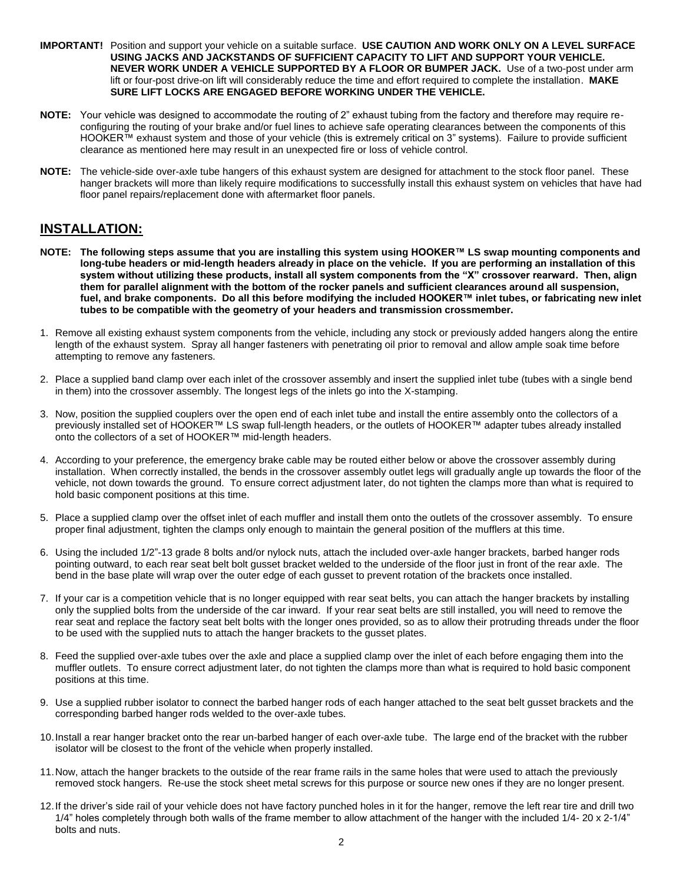**IMPORTANT!** Position and support your vehicle on a suitable surface. **USE CAUTION AND WORK ONLY ON A LEVEL SURFACE USING JACKS AND JACKSTANDS OF SUFFICIENT CAPACITY TO LIFT AND SUPPORT YOUR VEHICLE. NEVER WORK UNDER A VEHICLE SUPPORTED BY A FLOOR OR BUMPER JACK.** Use of a two-post under arm lift or four-post drive-on lift will considerably reduce the time and effort required to complete the installation. **MAKE SURE LIFT LOCKS ARE ENGAGED BEFORE WORKING UNDER THE VEHICLE.**

**NOTE:** Your vehicle was designed to accommodate the routing of 2" exhaust tubing from the factory and therefore may require re-configuring the routing of your brake and/or fuel lines to achieve safe operating clearances between the components of this HOOKER™ exhaust system and those of your vehicle (this is extremely critical on 3" systems). Failure to provide sufficient clearance as mentioned here may result in an unexpected fire or loss of vehicle control.

**NOTE:** The vehicle-side over-axle tube hangers of this exhaust system are designed for attachment to the stock floor panel. These hanger brackets will more than likely require modifications to successfully install this exhaust system on vehicles that have had floor panel repairs/replacement done with aftermarket floor panels.

## INSTALLATION:

**NOTE: The following steps assume that you are installing this system using HOOKER™ LS swap mounting components and long-tube headers or mid-length headers already in place on the vehicle. If you are performing an installation of this system without utilizing these products, install all system components from the "X" crossover rearward. Then, align them for parallel alignment with the bottom of the rocker panels and sufficient clearances around all suspension, fuel, and brake components. Do all this before modifying the included HOOKER™ inlet tubes, or fabricating new inlet tubes to be compatible with the geometry of your headers and transmission crossmember.**

1. Remove all existing exhaust system components from the vehicle, including any stock or previously added hangers along the entire length of the exhaust system. Spray all hanger fasteners with penetrating oil prior to removal and allow ample soak time before attempting to remove any fasteners.
2. Place a supplied band clamp over each inlet of the crossover assembly and insert the supplied inlet tube (tubes with a single bend in them) into the crossover assembly. The longest legs of the inlets go into the X-stamping.
3. Now, position the supplied couplers over the open end of each inlet tube and install the entire assembly onto the collectors of a previously installed set of HOOKER™ LS swap full-length headers, or the outlets of HOOKER™ adapter tubes already installed onto the collectors of a set of HOOKER™ mid-length headers.
4. According to your preference, the emergency brake cable may be routed either below or above the crossover assembly during installation. When correctly installed, the bends in the crossover assembly outlet legs will gradually angle up towards the floor of the vehicle, not down towards the ground. To ensure correct adjustment later, do not tighten the clamps more than what is required to hold basic component positions at this time.
5. Place a supplied clamp over the offset inlet of each muffler and install them onto the outlets of the crossover assembly. To ensure proper final adjustment, tighten the clamps only enough to maintain the general position of the mufflers at this time.
6. Using the included 1/2"-13 grade 8 bolts and/or nylock nuts, attach the included over-axle hanger brackets, barbed hanger rods pointing outward, to each rear seat belt bolt gusset bracket welded to the underside of the floor just in front of the rear axle. The bend in the base plate will wrap over the outer edge of each gusset to prevent rotation of the brackets once installed.
7. If your car is a competition vehicle that is no longer equipped with rear seat belts, you can attach the hanger brackets by installing only the supplied bolts from the underside of the car inward. If your rear seat belts are still installed, you will need to remove the rear seat and replace the factory seat belt bolts with the longer ones provided, so as to allow their protruding threads under the floor to be used with the supplied nuts to attach the hanger brackets to the gusset plates.
8. Feed the supplied over-axle tubes over the axle and place a supplied clamp over the inlet of each before engaging them into the muffler outlets. To ensure correct adjustment later, do not tighten the clamps more than what is required to hold basic component positions at this time.
9. Use a supplied rubber isolator to connect the barbed hanger rods of each hanger attached to the seat belt gusset brackets and the corresponding barbed hanger rods welded to the over-axle tubes.
10. Install a rear hanger bracket onto the rear un-barbed hanger of each over-axle tube. The large end of the bracket with the rubber isolator will be closest to the front of the vehicle when properly installed.
11. Now, attach the hanger brackets to the outside of the rear frame rails in the same holes that were used to attach the previously removed stock hangers. Re-use the stock sheet metal screws for this purpose or source new ones if they are no longer present.
12. If the driver's side rail of your vehicle does not have factory punched holes in it for the hanger, remove the left rear tire and drill two 1/4" holes completely through both walls of the frame member to allow attachment of the hanger with the included 1/4- 20 x 2-1/4" bolts and nuts.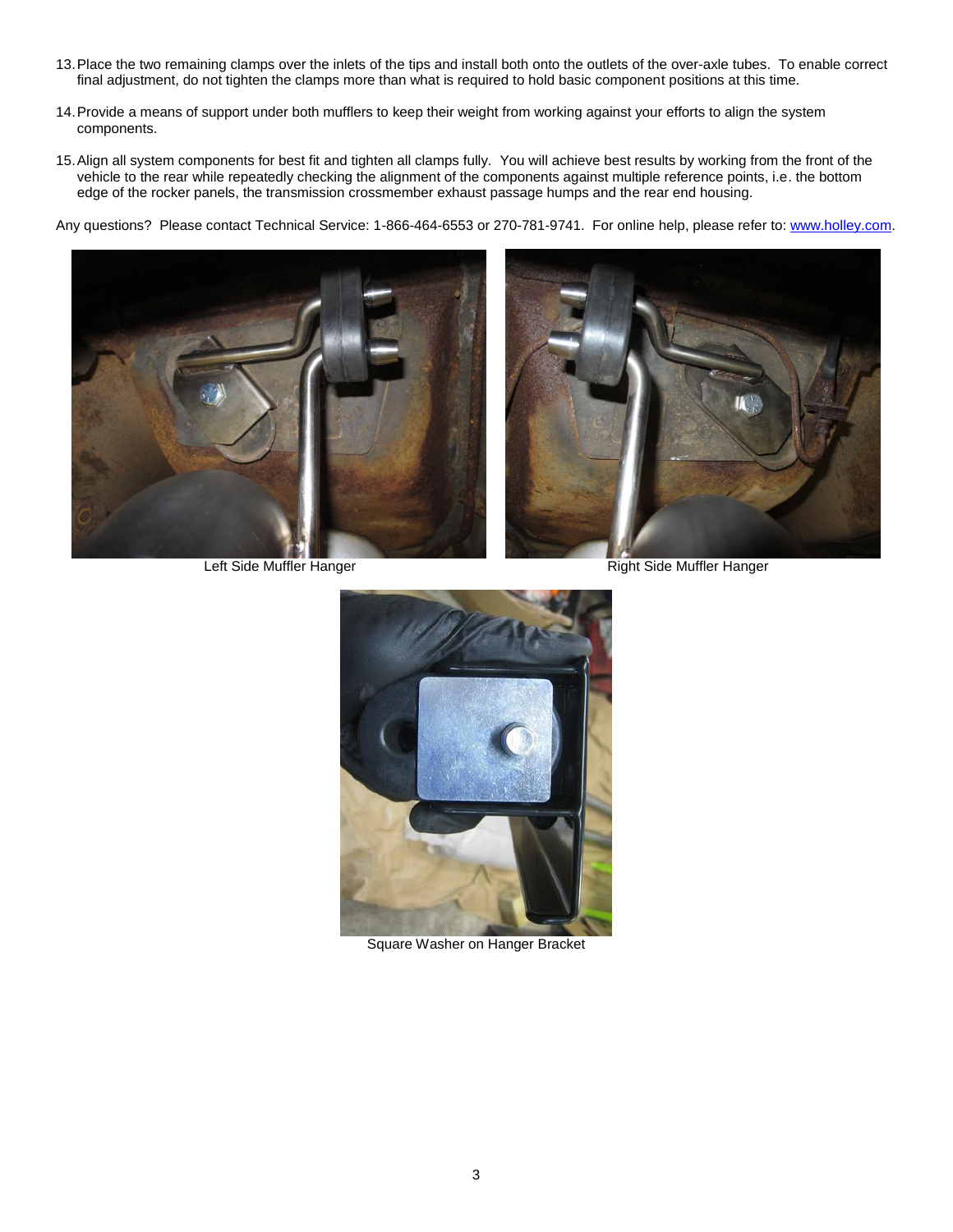13. Place the two remaining clamps over the inlets of the tips and install both onto the outlets of the over-axle tubes. To enable correct final adjustment, do not tighten the clamps more than what is required to hold basic component positions at this time.

14. Provide a means of support under both mufflers to keep their weight from working against your efforts to align the system components.

15. Align all system components for best fit and tighten all clamps fully. You will achieve best results by working from the front of the vehicle to the rear while repeatedly checking the alignment of the components against multiple reference points, i.e. the bottom edge of the rocker panels, the transmission crossmember exhaust passage humps and the rear end housing.

Any questions? Please contact Technical Service: 1-866-464-6553 or 270-781-9741. For online help, please refer to: www.holley.com.

Left Side Muffler Hanger

Right Side Muffler Hanger

Square Washer on Hanger Bracket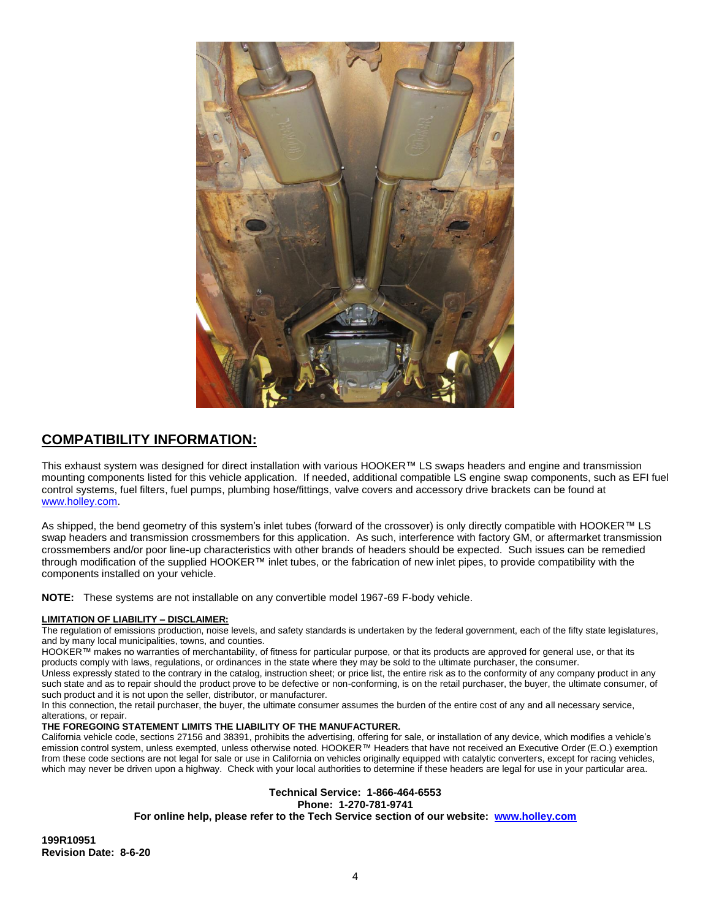## COMPATIBILITY INFORMATION:

This exhaust system was designed for direct installation with various HOOKER™ LS swaps headers and engine and transmission mounting components listed for this vehicle application. If needed, additional compatible LS engine swap components, such as EFI fuel control systems, fuel filters, fuel pumps, plumbing hose/fittings, valve covers and accessory drive brackets can be found at www.holley.com.

As shipped, the bend geometry of this system's inlet tubes (forward of the crossover) is only directly compatible with HOOKER™ LS swap headers and transmission crossmembers for this application. As such, interference with factory GM, or aftermarket transmission crossmembers and/or poor line-up characteristics with other brands of headers should be expected. Such issues can be remedied through modification of the supplied HOOKER™ inlet tubes, or the fabrication of new inlet pipes, to provide compatibility with the components installed on your vehicle.

**NOTE:** These systems are not installable on any convertible model 1967-69 F-body vehicle.

**LIMITATION OF LIABILITY – DISCLAIMER:**

The regulation of emissions production, noise levels, and safety standards is undertaken by the federal government, each of the fifty state legislatures, and by many local municipalities, towns, and counties.

HOOKER™ makes no warranties of merchantability, of fitness for particular purpose, or that its products are approved for general use, or that its products comply with laws, regulations, or ordinances in the state where they may be sold to the ultimate purchaser, the consumer.

Unless expressly stated to the contrary in the catalog, instruction sheet; or price list, the entire risk as to the conformity of any company product in any such state and as to repair should the product prove to be defective or non-conforming, is on the retail purchaser, the buyer, the ultimate consumer, of such product and it is not upon the seller, distributor, or manufacturer.

In this connection, the retail purchaser, the buyer, the ultimate consumer assumes the burden of the entire cost of any and all necessary service, alterations, or repair.

**THE FOREGOING STATEMENT LIMITS THE LIABILITY OF THE MANUFACTURER.**

California vehicle code, sections 27156 and 38391, prohibits the advertising, offering for sale, or installation of any device, which modifies a vehicle's emission control system, unless exempted, unless otherwise noted. HOOKER™ Headers that have not received an Executive Order (E.O.) exemption from these code sections are not legal for sale or use in California on vehicles originally equipped with catalytic converters, except for racing vehicles, which may never be driven upon a highway. Check with your local authorities to determine if these headers are legal for use in your particular area.

**Technical Service: 1-866-464-6553**
**Phone: 1-270-781-9741**
**For online help, please refer to the Tech Service section of our website: www.holley.com**

**199R10951**
**Revision Date: 8-6-20**